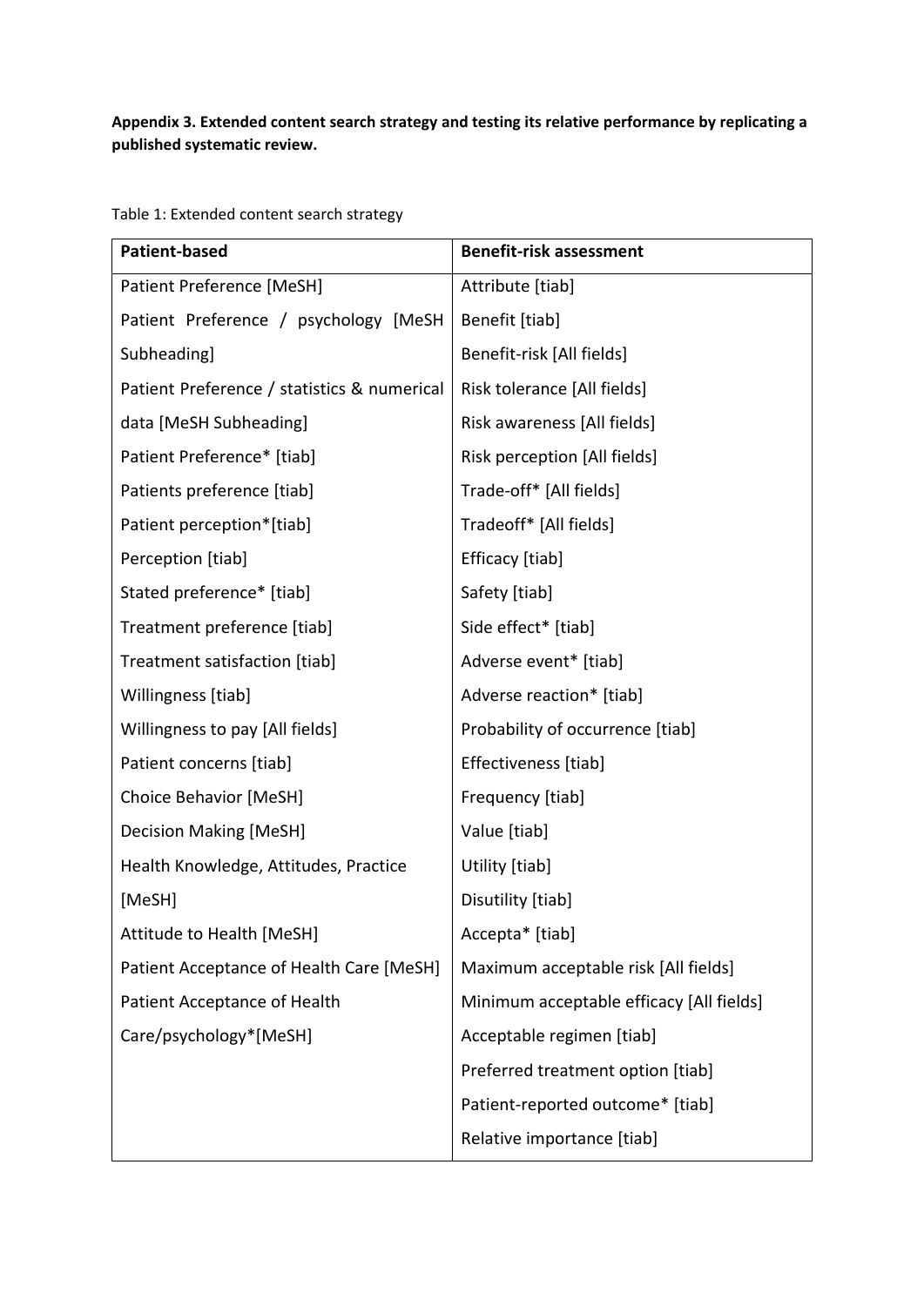**Appendix 3. Extended content search strategy and testing its relative performance by replicating a published systematic review.**

Table 1: Extended content search strategy

| Patient-based | Benefit-risk assessment |
|---|---|
| Patient Preference [MeSH] | Attribute [tiab] |
| Patient Preference / psychology [MeSH Subheading] | Benefit [tiab] |
| Patient Preference / statistics & numerical data [MeSH Subheading] | Benefit-risk [All fields] |
| Patient Preference* [tiab] | Risk tolerance [All fields] |
| Patients preference [tiab] | Risk awareness [All fields] |
| Patient perception*[tiab] | Risk perception [All fields] |
| Perception [tiab] | Trade-off* [All fields] |
| Stated preference* [tiab] | Tradeoff* [All fields] |
| Treatment preference [tiab] | Efficacy [tiab] |
| Treatment satisfaction [tiab] | Safety [tiab] |
| Willingness [tiab] | Side effect* [tiab] |
| Willingness to pay [All fields] | Adverse event* [tiab] |
| Patient concerns [tiab] | Adverse reaction* [tiab] |
| Choice Behavior [MeSH] | Probability of occurrence [tiab] |
| Decision Making [MeSH] | Effectiveness [tiab] |
| Health Knowledge, Attitudes, Practice [MeSH] | Frequency [tiab] |
| Attitude to Health [MeSH] | Value [tiab] |
| Patient Acceptance of Health Care [MeSH] | Utility [tiab] |
| Patient Acceptance of Health Care/psychology*[MeSH] | Disutility [tiab] |
| | Accepta* [tiab] |
| | Maximum acceptable risk [All fields] |
| | Minimum acceptable efficacy [All fields] |
| | Acceptable regimen [tiab] |
| | Preferred treatment option [tiab] |
| | Patient-reported outcome* [tiab] |
| | Relative importance [tiab] |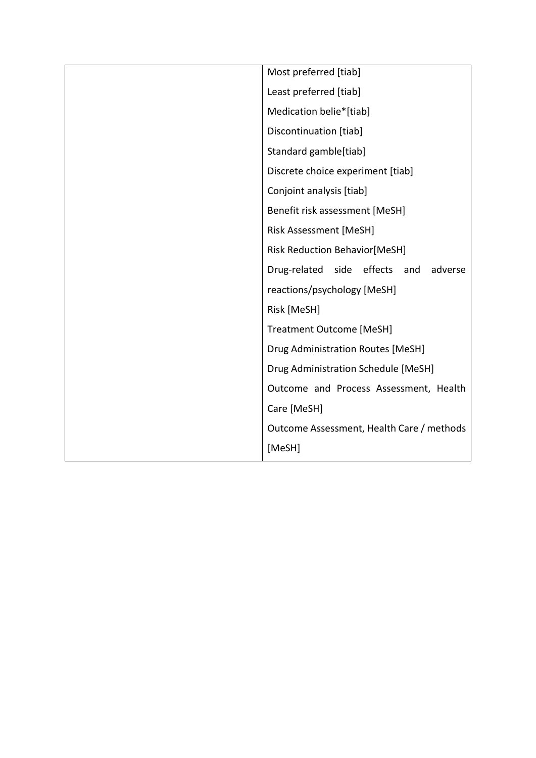| | |
|---|---|
| | Most preferred [tiab]<br>Least preferred [tiab]<br>Medication belie*[tiab]<br>Discontinuation [tiab]<br>Standard gamble[tiab]<br>Discrete choice experiment [tiab]<br>Conjoint analysis [tiab]<br>Benefit risk assessment [MeSH]<br>Risk Assessment [MeSH]<br>Risk Reduction Behavior[MeSH]<br>Drug-related side effects and adverse reactions/psychology [MeSH]<br>Risk [MeSH]<br>Treatment Outcome [MeSH]<br>Drug Administration Routes [MeSH]<br>Drug Administration Schedule [MeSH]<br>Outcome and Process Assessment, Health Care [MeSH]<br>Outcome Assessment, Health Care / methods [MeSH] |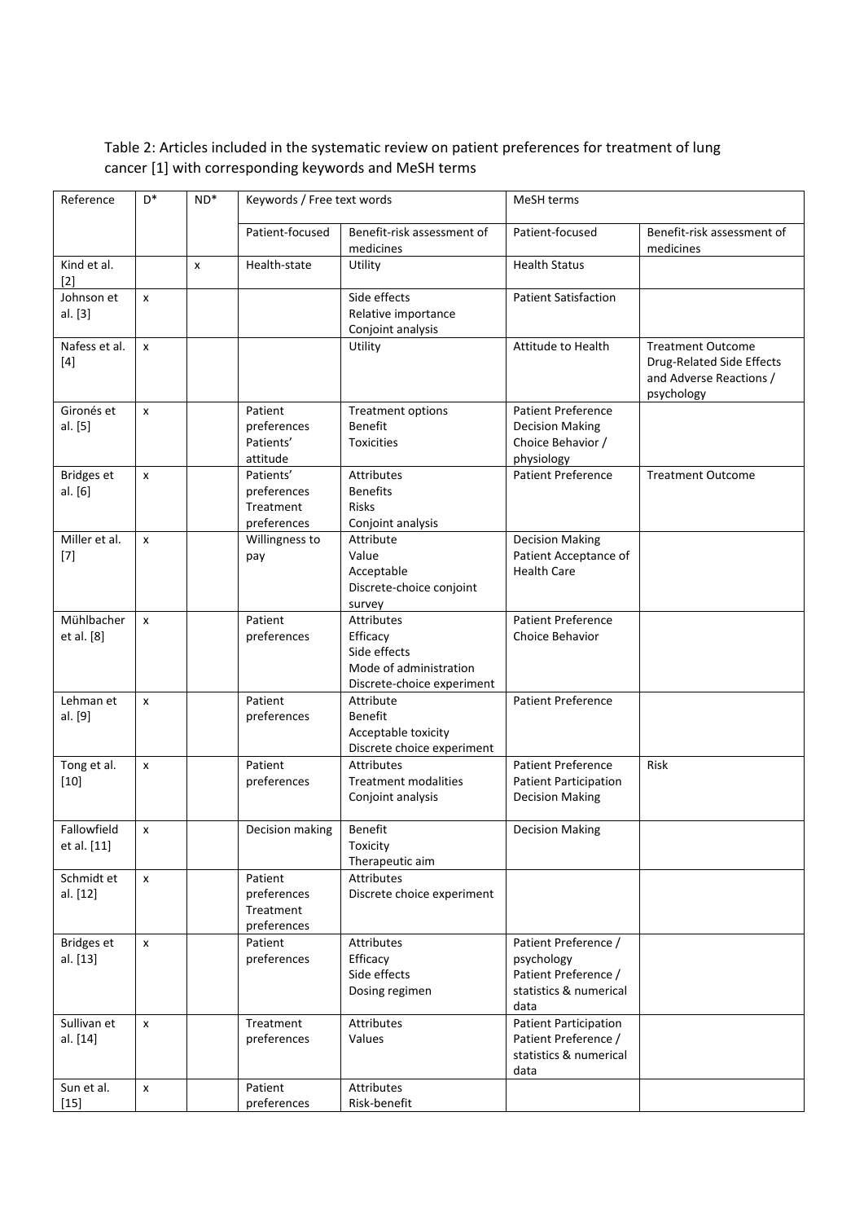Table 2: Articles included in the systematic review on patient preferences for treatment of lung cancer [1] with corresponding keywords and MeSH terms

| Reference | D* | ND* | Keywords / Free text words | | MeSH terms | |
|---|---|---|---|---|---|---|
| | | | Patient-focused | Benefit-risk assessment of medicines | Patient-focused | Benefit-risk assessment of medicines |
| Kind et al. [2] | | x | Health-state | Utility | Health Status | |
| Johnson et al. [3] | x | | | Side effects<br>Relative importance<br>Conjoint analysis | Patient Satisfaction | |
| Nafess et al. [4] | x | | | Utility | Attitude to Health | Treatment Outcome<br>Drug-Related Side Effects and Adverse Reactions / psychology |
| Gironés et al. [5] | x | | Patient preferences<br>Patients' attitude | Treatment options<br>Benefit<br>Toxicities | Patient Preference<br>Decision Making<br>Choice Behavior / physiology | |
| Bridges et al. [6] | x | | Patients' preferences<br>Treatment preferences | Attributes<br>Benefits<br>Risks<br>Conjoint analysis | Patient Preference | Treatment Outcome |
| Miller et al. [7] | x | | Willingness to pay | Attribute<br>Value<br>Acceptable<br>Discrete-choice conjoint survey | Decision Making<br>Patient Acceptance of Health Care | |
| Mühlbacher et al. [8] | x | | Patient preferences | Attributes<br>Efficacy<br>Side effects<br>Mode of administration<br>Discrete-choice experiment | Patient Preference<br>Choice Behavior | |
| Lehman et al. [9] | x | | Patient preferences | Attribute<br>Benefit<br>Acceptable toxicity<br>Discrete choice experiment | Patient Preference | |
| Tong et al. [10] | x | | Patient preferences | Attributes<br>Treatment modalities<br>Conjoint analysis | Patient Preference<br>Patient Participation<br>Decision Making | Risk |
| Fallowfield et al. [11] | x | | Decision making | Benefit<br>Toxicity<br>Therapeutic aim | Decision Making | |
| Schmidt et al. [12] | x | | Patient preferences<br>Treatment preferences | Attributes<br>Discrete choice experiment | | |
| Bridges et al. [13] | x | | Patient preferences | Attributes<br>Efficacy<br>Side effects<br>Dosing regimen | Patient Preference / psychology<br>Patient Preference / statistics & numerical data | |
| Sullivan et al. [14] | x | | Treatment preferences | Attributes<br>Values | Patient Participation<br>Patient Preference / statistics & numerical data | |
| Sun et al. [15] | x | | Patient preferences | Attributes<br>Risk-benefit | | |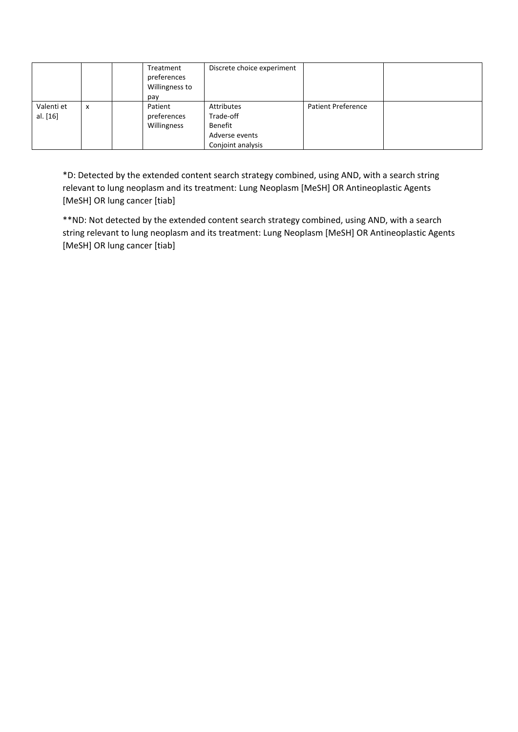|  |  |  |  |  |  |  |
|---|---|---|---|---|---|---|
|  |  |  | Treatment preferences<br>Willingness to pay | Discrete choice experiment |  |  |
| Valenti et al. [16] | x |  | Patient preferences<br>Willingness | Attributes<br>Trade-off<br>Benefit<br>Adverse events<br>Conjoint analysis | Patient Preference |  |

*D: Detected by the extended content search strategy combined, using AND, with a search string relevant to lung neoplasm and its treatment: Lung Neoplasm [MeSH] OR Antineoplastic Agents [MeSH] OR lung cancer [tiab]

**ND: Not detected by the extended content search strategy combined, using AND, with a search string relevant to lung neoplasm and its treatment: Lung Neoplasm [MeSH] OR Antineoplastic Agents [MeSH] OR lung cancer [tiab]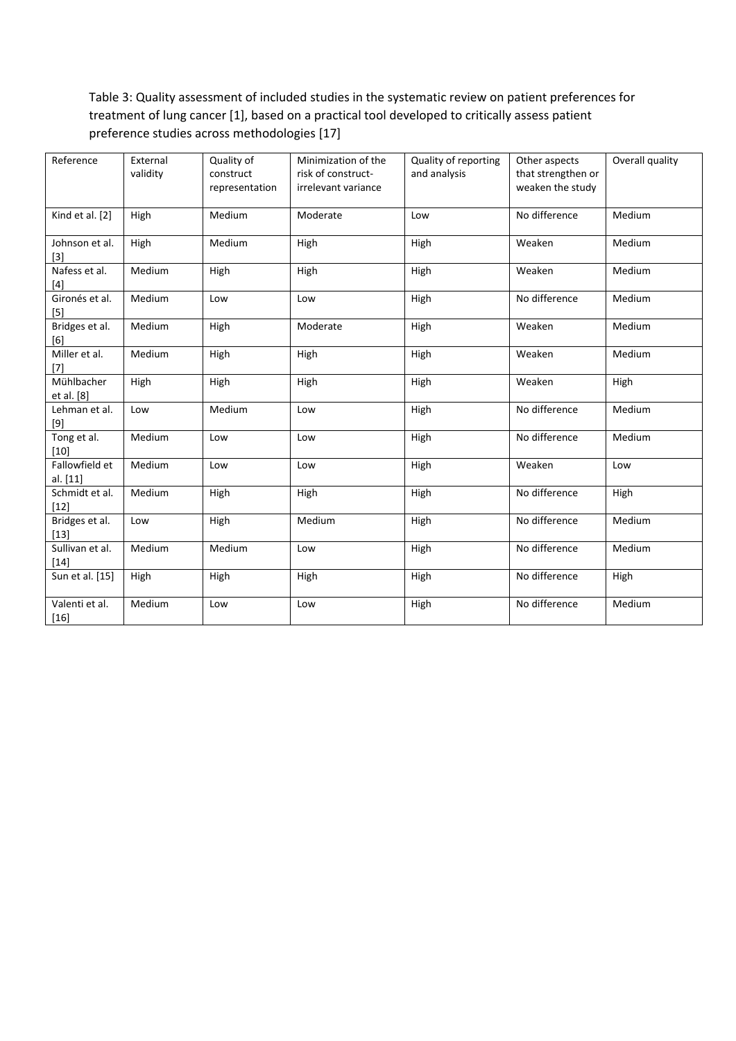Table 3: Quality assessment of included studies in the systematic review on patient preferences for treatment of lung cancer [1], based on a practical tool developed to critically assess patient preference studies across methodologies [17]

| Reference | External validity | Quality of construct representation | Minimization of the risk of construct-irrelevant variance | Quality of reporting and analysis | Other aspects that strengthen or weaken the study | Overall quality |
|---|---|---|---|---|---|---|
| Kind et al. [2] | High | Medium | Moderate | Low | No difference | Medium |
| Johnson et al. [3] | High | Medium | High | High | Weaken | Medium |
| Nafess et al. [4] | Medium | High | High | High | Weaken | Medium |
| Gironés et al. [5] | Medium | Low | Low | High | No difference | Medium |
| Bridges et al. [6] | Medium | High | Moderate | High | Weaken | Medium |
| Miller et al. [7] | Medium | High | High | High | Weaken | Medium |
| Mühlbacher et al. [8] | High | High | High | High | Weaken | High |
| Lehman et al. [9] | Low | Medium | Low | High | No difference | Medium |
| Tong et al. [10] | Medium | Low | Low | High | No difference | Medium |
| Fallowfield et al. [11] | Medium | Low | Low | High | Weaken | Low |
| Schmidt et al. [12] | Medium | High | High | High | No difference | High |
| Bridges et al. [13] | Low | High | Medium | High | No difference | Medium |
| Sullivan et al. [14] | Medium | Medium | Low | High | No difference | Medium |
| Sun et al. [15] | High | High | High | High | No difference | High |
| Valenti et al. [16] | Medium | Low | Low | High | No difference | Medium |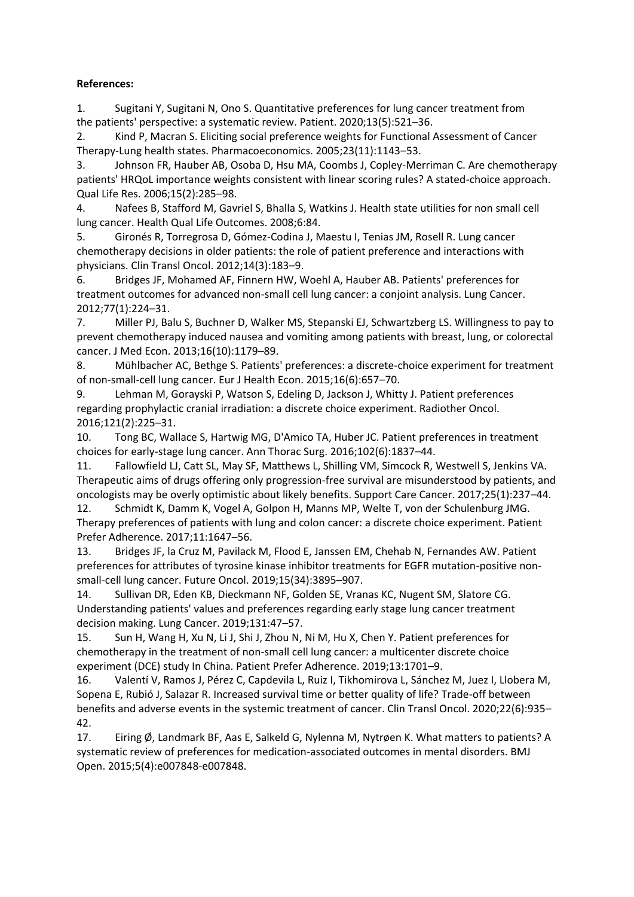**References:**

1. Sugitani Y, Sugitani N, Ono S. Quantitative preferences for lung cancer treatment from the patients' perspective: a systematic review. Patient. 2020;13(5):521–36.
2. Kind P, Macran S. Eliciting social preference weights for Functional Assessment of Cancer Therapy-Lung health states. Pharmacoeconomics. 2005;23(11):1143–53.
3. Johnson FR, Hauber AB, Osoba D, Hsu MA, Coombs J, Copley-Merriman C. Are chemotherapy patients' HRQoL importance weights consistent with linear scoring rules? A stated-choice approach. Qual Life Res. 2006;15(2):285–98.
4. Nafees B, Stafford M, Gavriel S, Bhalla S, Watkins J. Health state utilities for non small cell lung cancer. Health Qual Life Outcomes. 2008;6:84.
5. Gironés R, Torregrosa D, Gómez-Codina J, Maestu I, Tenias JM, Rosell R. Lung cancer chemotherapy decisions in older patients: the role of patient preference and interactions with physicians. Clin Transl Oncol. 2012;14(3):183–9.
6. Bridges JF, Mohamed AF, Finnern HW, Woehl A, Hauber AB. Patients' preferences for treatment outcomes for advanced non-small cell lung cancer: a conjoint analysis. Lung Cancer. 2012;77(1):224–31.
7. Miller PJ, Balu S, Buchner D, Walker MS, Stepanski EJ, Schwartzberg LS. Willingness to pay to prevent chemotherapy induced nausea and vomiting among patients with breast, lung, or colorectal cancer. J Med Econ. 2013;16(10):1179–89.
8. Mühlbacher AC, Bethge S. Patients' preferences: a discrete-choice experiment for treatment of non-small-cell lung cancer. Eur J Health Econ. 2015;16(6):657–70.
9. Lehman M, Gorayski P, Watson S, Edeling D, Jackson J, Whitty J. Patient preferences regarding prophylactic cranial irradiation: a discrete choice experiment. Radiother Oncol. 2016;121(2):225–31.
10. Tong BC, Wallace S, Hartwig MG, D'Amico TA, Huber JC. Patient preferences in treatment choices for early-stage lung cancer. Ann Thorac Surg. 2016;102(6):1837–44.
11. Fallowfield LJ, Catt SL, May SF, Matthews L, Shilling VM, Simcock R, Westwell S, Jenkins VA. Therapeutic aims of drugs offering only progression-free survival are misunderstood by patients, and oncologists may be overly optimistic about likely benefits. Support Care Cancer. 2017;25(1):237–44.
12. Schmidt K, Damm K, Vogel A, Golpon H, Manns MP, Welte T, von der Schulenburg JMG. Therapy preferences of patients with lung and colon cancer: a discrete choice experiment. Patient Prefer Adherence. 2017;11:1647–56.
13. Bridges JF, la Cruz M, Pavilack M, Flood E, Janssen EM, Chehab N, Fernandes AW. Patient preferences for attributes of tyrosine kinase inhibitor treatments for EGFR mutation-positive non-small-cell lung cancer. Future Oncol. 2019;15(34):3895–907.
14. Sullivan DR, Eden KB, Dieckmann NF, Golden SE, Vranas KC, Nugent SM, Slatore CG. Understanding patients' values and preferences regarding early stage lung cancer treatment decision making. Lung Cancer. 2019;131:47–57.
15. Sun H, Wang H, Xu N, Li J, Shi J, Zhou N, Ni M, Hu X, Chen Y. Patient preferences for chemotherapy in the treatment of non-small cell lung cancer: a multicenter discrete choice experiment (DCE) study In China. Patient Prefer Adherence. 2019;13:1701–9.
16. Valentí V, Ramos J, Pérez C, Capdevila L, Ruiz I, Tikhomirova L, Sánchez M, Juez I, Llobera M, Sopena E, Rubió J, Salazar R. Increased survival time or better quality of life? Trade-off between benefits and adverse events in the systemic treatment of cancer. Clin Transl Oncol. 2020;22(6):935–42.
17. Eiring Ø, Landmark BF, Aas E, Salkeld G, Nylenna M, Nytrøen K. What matters to patients? A systematic review of preferences for medication-associated outcomes in mental disorders. BMJ Open. 2015;5(4):e007848-e007848.